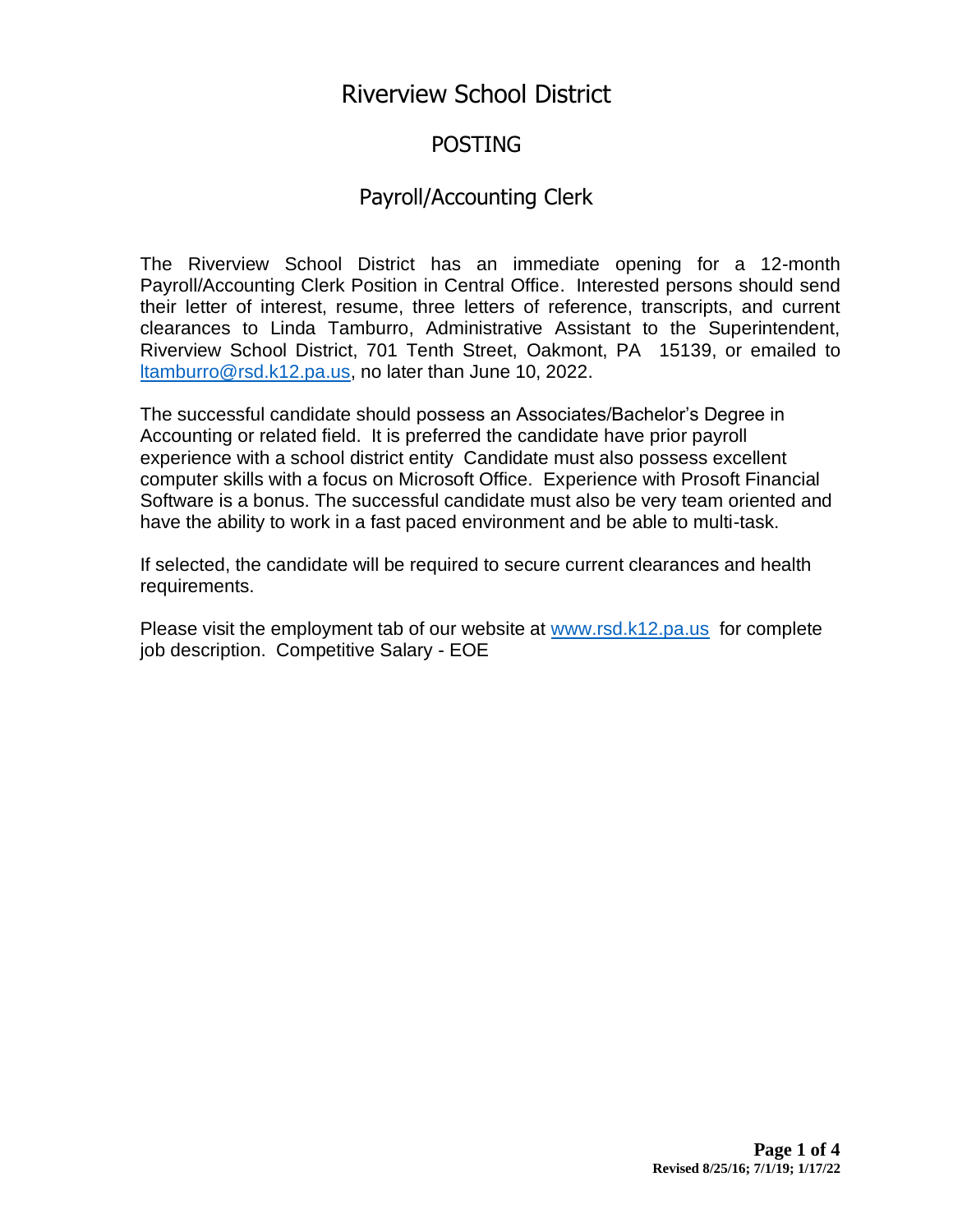# Riverview School District

## POSTING

## Payroll/Accounting Clerk

The Riverview School District has an immediate opening for a 12-month Payroll/Accounting Clerk Position in Central Office. Interested persons should send their letter of interest, resume, three letters of reference, transcripts, and current clearances to Linda Tamburro, Administrative Assistant to the Superintendent, Riverview School District, 701 Tenth Street, Oakmont, PA 15139, or emailed to ltamburro@rsd.k12.pa.us, no later than June 10, 2022.

The successful candidate should possess an Associates/Bachelor's Degree in Accounting or related field. It is preferred the candidate have prior payroll experience with a school district entity Candidate must also possess excellent computer skills with a focus on Microsoft Office. Experience with Prosoft Financial Software is a bonus. The successful candidate must also be very team oriented and have the ability to work in a fast paced environment and be able to multi-task.

If selected, the candidate will be required to secure current clearances and health requirements.

Please visit the employment tab of our website at www.rsd.k12.pa.us for complete job description. Competitive Salary - EOE

**Revised 8/25/16; 7/1/19; 1/17/22**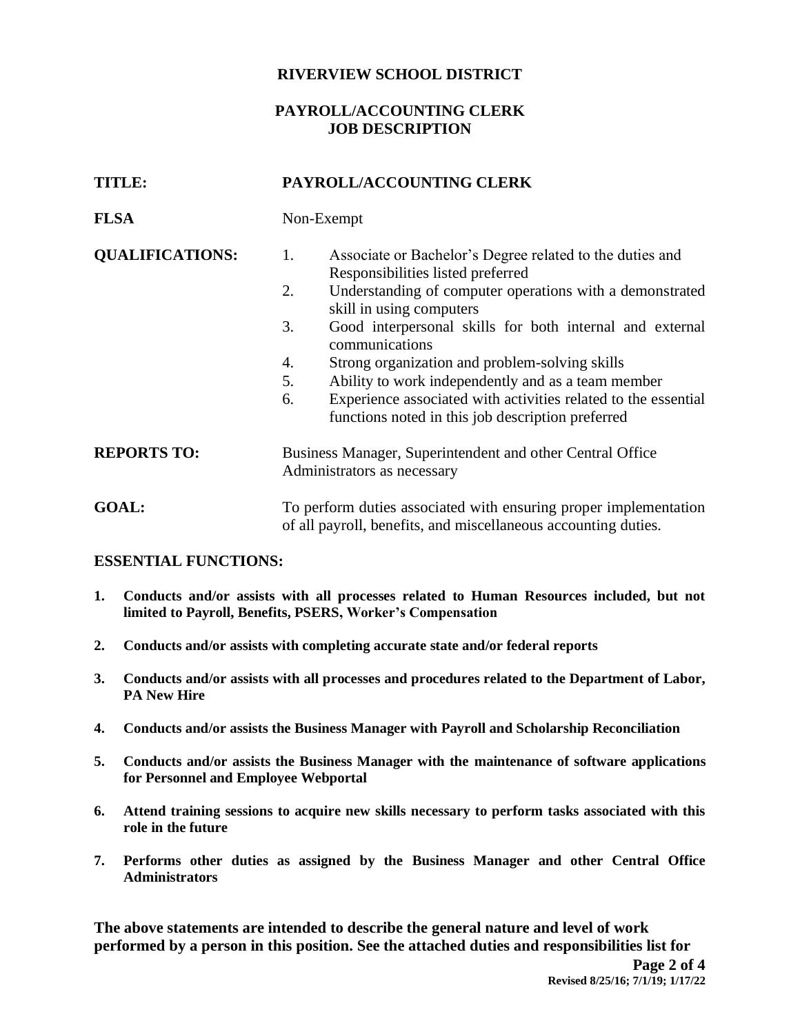**RIVERVIEW SCHOOL DISTRICT**

**PAYROLL/ACCOUNTING CLERK**
**JOB DESCRIPTION**

**TITLE:** **PAYROLL/ACCOUNTING CLERK**

**FLSA** Non-Exempt

**QUALIFICATIONS:**

1. Associate or Bachelor's Degree related to the duties and Responsibilities listed preferred
2. Understanding of computer operations with a demonstrated skill in using computers
3. Good interpersonal skills for both internal and external communications
4. Strong organization and problem-solving skills
5. Ability to work independently and as a team member
6. Experience associated with activities related to the essential functions noted in this job description preferred

**REPORTS TO:** Business Manager, Superintendent and other Central Office Administrators as necessary

**GOAL:** To perform duties associated with ensuring proper implementation of all payroll, benefits, and miscellaneous accounting duties.

**ESSENTIAL FUNCTIONS:**

1. **Conducts and/or assists with all processes related to Human Resources included, but not limited to Payroll, Benefits, PSERS, Worker's Compensation**
2. **Conducts and/or assists with completing accurate state and/or federal reports**
3. **Conducts and/or assists with all processes and procedures related to the Department of Labor, PA New Hire**
4. **Conducts and/or assists the Business Manager with Payroll and Scholarship Reconciliation**
5. **Conducts and/or assists the Business Manager with the maintenance of software applications for Personnel and Employee Webportal**
6. **Attend training sessions to acquire new skills necessary to perform tasks associated with this role in the future**
7. **Performs other duties as assigned by the Business Manager and other Central Office Administrators**

**The above statements are intended to describe the general nature and level of work performed by a person in this position. See the attached duties and responsibilities list for**

**Revised 8/25/16; 7/1/19; 1/17/22**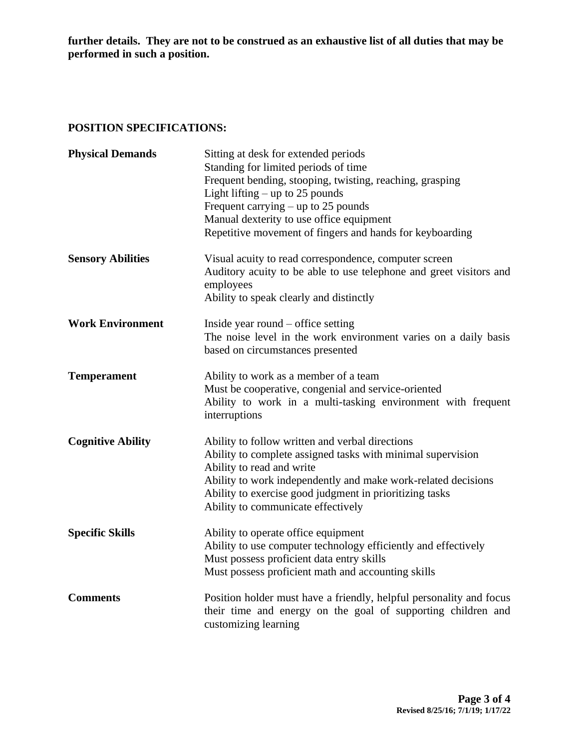**further details. They are not to be construed as an exhaustive list of all duties that may be performed in such a position.**

## POSITION SPECIFICATIONS:

| | |
|---|---|
| **Physical Demands** | Sitting at desk for extended periods<br>Standing for limited periods of time<br>Frequent bending, stooping, twisting, reaching, grasping<br>Light lifting – up to 25 pounds<br>Frequent carrying – up to 25 pounds<br>Manual dexterity to use office equipment<br>Repetitive movement of fingers and hands for keyboarding |
| **Sensory Abilities** | Visual acuity to read correspondence, computer screen<br>Auditory acuity to be able to use telephone and greet visitors and employees<br>Ability to speak clearly and distinctly |
| **Work Environment** | Inside year round – office setting<br>The noise level in the work environment varies on a daily basis based on circumstances presented |
| **Temperament** | Ability to work as a member of a team<br>Must be cooperative, congenial and service-oriented<br>Ability to work in a multi-tasking environment with frequent interruptions |
| **Cognitive Ability** | Ability to follow written and verbal directions<br>Ability to complete assigned tasks with minimal supervision<br>Ability to read and write<br>Ability to work independently and make work-related decisions<br>Ability to exercise good judgment in prioritizing tasks<br>Ability to communicate effectively |
| **Specific Skills** | Ability to operate office equipment<br>Ability to use computer technology efficiently and effectively<br>Must possess proficient data entry skills<br>Must possess proficient math and accounting skills |
| **Comments** | Position holder must have a friendly, helpful personality and focus their time and energy on the goal of supporting children and customizing learning |

**Revised 8/25/16; 7/1/19; 1/17/22**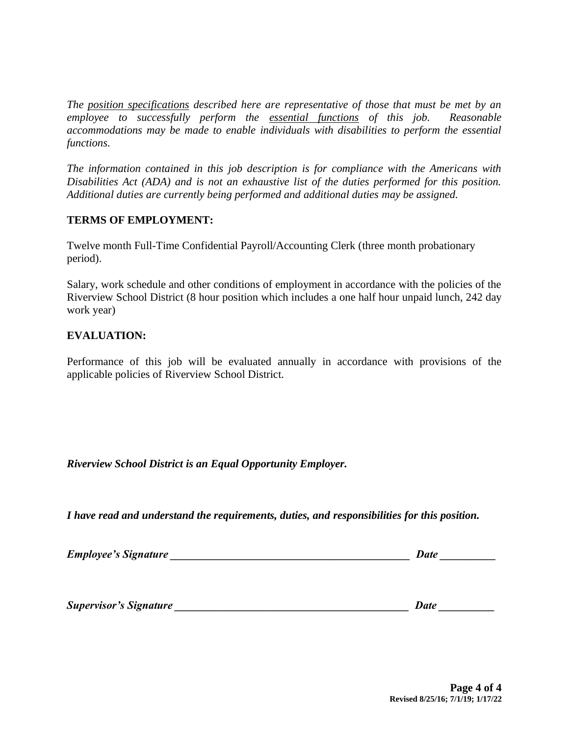*The <u>position specifications</u> described here are representative of those that must be met by an employee to successfully perform the <u>essential functions</u> of this job. Reasonable accommodations may be made to enable individuals with disabilities to perform the essential functions.*

*The information contained in this job description is for compliance with the Americans with Disabilities Act (ADA) and is not an exhaustive list of the duties performed for this position. Additional duties are currently being performed and additional duties may be assigned.*

**TERMS OF EMPLOYMENT:**

Twelve month Full-Time Confidential Payroll/Accounting Clerk (three month probationary period).

Salary, work schedule and other conditions of employment in accordance with the policies of the Riverview School District (8 hour position which includes a one half hour unpaid lunch, 242 day work year)

**EVALUATION:**

Performance of this job will be evaluated annually in accordance with provisions of the applicable policies of Riverview School District.

***Riverview School District is an Equal Opportunity Employer.***

***I have read and understand the requirements, duties, and responsibilities for this position.***

***Employee's Signature*** _____________________________________________ ***Date*** __________

***Supervisor's Signature*** ___________________________________________ ***Date*** __________

**Revised 8/25/16; 7/1/19; 1/17/22**